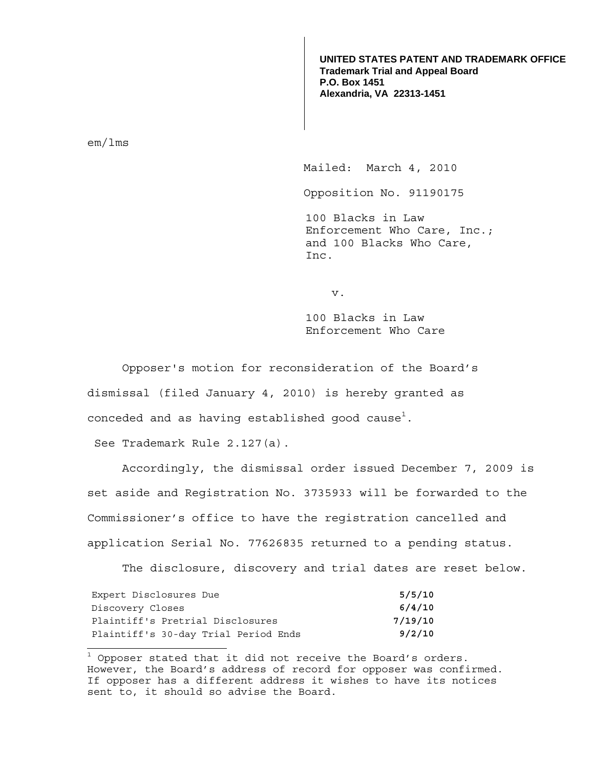**UNITED STATES PATENT AND TRADEMARK OFFICE**
**Trademark Trial and Appeal Board**
**P.O. Box 1451**
**Alexandria, VA 22313-1451**

em/lms

Mailed: March 4, 2010

Opposition No. 91190175

100 Blacks in Law Enforcement Who Care, Inc.; and 100 Blacks Who Care, Inc.

v.

100 Blacks in Law Enforcement Who Care

Opposer's motion for reconsideration of the Board's dismissal (filed January 4, 2010) is hereby granted as conceded and as having established good cause[1]. See Trademark Rule 2.127(a).

Accordingly, the dismissal order issued December 7, 2009 is set aside and Registration No. 3735933 will be forwarded to the Commissioner's office to have the registration cancelled and application Serial No. 77626835 returned to a pending status.

The disclosure, discovery and trial dates are reset below.

| | |
|---|---|
| Expert Disclosures Due | **5/5/10** |
| Discovery Closes | **6/4/10** |
| Plaintiff's Pretrial Disclosures | **7/19/10** |
| Plaintiff's 30-day Trial Period Ends | **9/2/10** |

[1] Opposer stated that it did not receive the Board's orders. However, the Board's address of record for opposer was confirmed. If opposer has a different address it wishes to have its notices sent to, it should so advise the Board.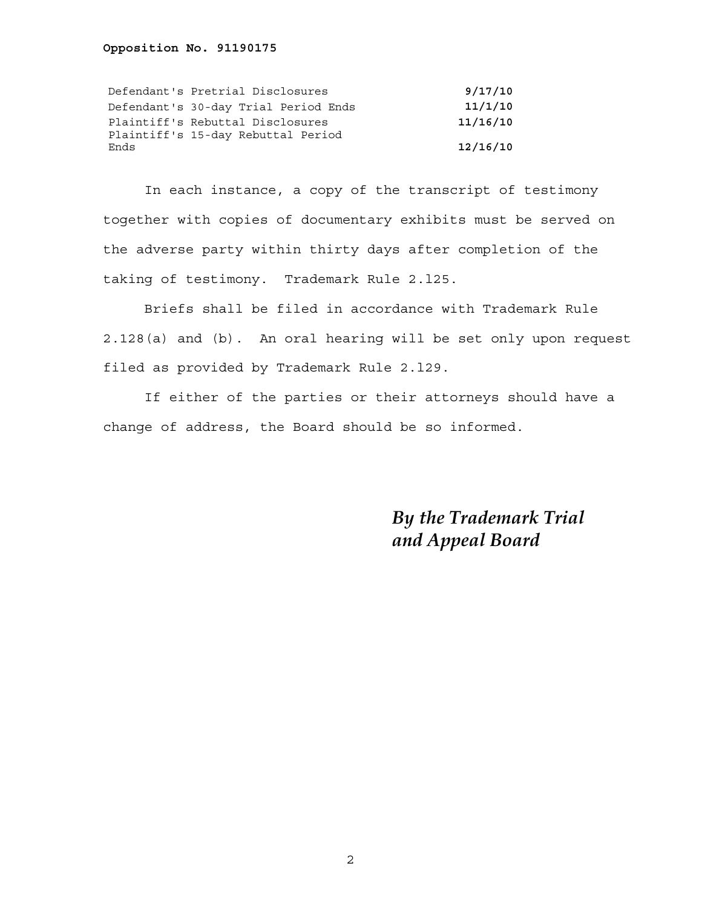| | |
|---|---|
| Defendant's Pretrial Disclosures | **9/17/10** |
| Defendant's 30-day Trial Period Ends | **11/1/10** |
| Plaintiff's Rebuttal Disclosures | **11/16/10** |
| Plaintiff's 15-day Rebuttal Period Ends | **12/16/10** |

In each instance, a copy of the transcript of testimony together with copies of documentary exhibits must be served on the adverse party within thirty days after completion of the taking of testimony. Trademark Rule 2.l25.

Briefs shall be filed in accordance with Trademark Rule 2.128(a) and (b). An oral hearing will be set only upon request filed as provided by Trademark Rule 2.l29.

If either of the parties or their attorneys should have a change of address, the Board should be so informed.

***By the Trademark Trial and Appeal Board***